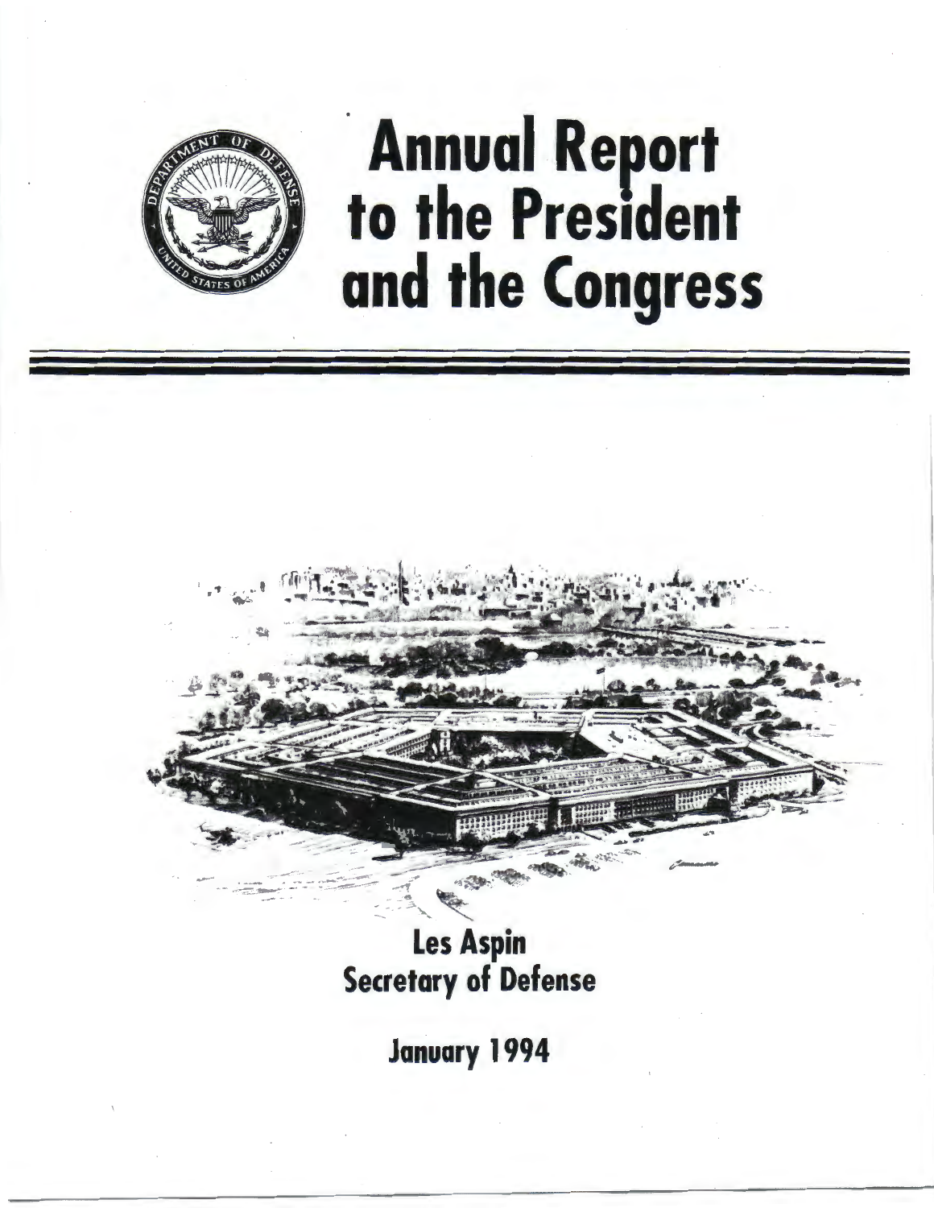# Annual Report to the President and the Congress

**Les Aspin**
**Secretary of Defense**

**January 1994**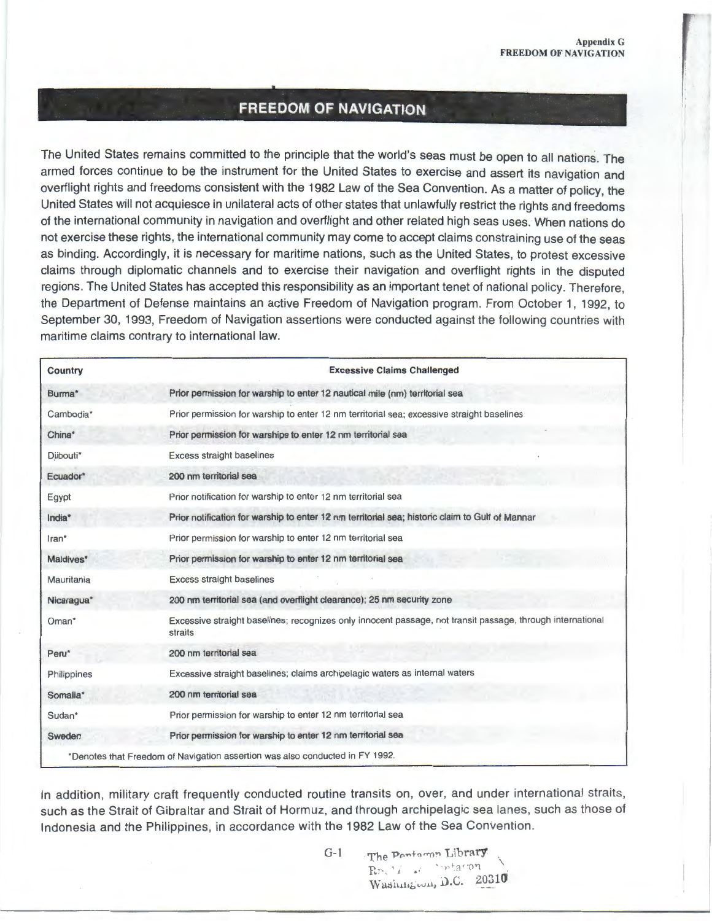# FREEDOM OF NAVIGATION

The United States remains committed to the principle that the world's seas must be open to all nations. The armed forces continue to be the instrument for the United States to exercise and assert its navigation and overflight rights and freedoms consistent with the 1982 Law of the Sea Convention. As a matter of policy, the United States will not acquiesce in unilateral acts of other states that unlawfully restrict the rights and freedoms of the international community in navigation and overflight and other related high seas uses. When nations do not exercise these rights, the international community may come to accept claims constraining use of the seas as binding. Accordingly, it is necessary for maritime nations, such as the United States, to protest excessive claims through diplomatic channels and to exercise their navigation and overflight rights in the disputed regions. The United States has accepted this responsibility as an important tenet of national policy. Therefore, the Department of Defense maintains an active Freedom of Navigation program. From October 1, 1992, to September 30, 1993, Freedom of Navigation assertions were conducted against the following countries with maritime claims contrary to international law.

| Country | Excessive Claims Challenged |
|---|---|
| Burma* | Prior permission for warship to enter 12 nautical mile (nm) territorial sea |
| Cambodia* | Prior permission for warship to enter 12 nm territorial sea; excessive straight baselines |
| China* | Prior permission for warships to enter 12 nm territorial sea |
| Djibouti* | Excess straight baselines |
| Ecuador* | 200 nm territorial sea |
| Egypt | Prior notification for warship to enter 12 nm territorial sea |
| India* | Prior notification for warship to enter 12 nm territorial sea; historic claim to Gulf of Mannar |
| Iran* | Prior permission for warship to enter 12 nm territorial sea |
| Maldives* | Prior permission for warship to enter 12 nm territorial sea |
| Mauritania | Excess straight baselines |
| Nicaragua* | 200 nm territorial sea (and overflight clearance); 25 nm security zone |
| Oman* | Excessive straight baselines; recognizes only innocent passage, not transit passage, through international straits |
| Peru* | 200 nm territorial sea |
| Philippines | Excessive straight baselines; claims archipelagic waters as internal waters |
| Somalia* | 200 nm territorial sea |
| Sudan* | Prior permission for warship to enter 12 nm territorial sea |
| Sweden | Prior permission for warship to enter 12 nm territorial sea |

*Denotes that Freedom of Navigation assertion was also conducted in FY 1992.

In addition, military craft frequently conducted routine transits on, over, and under international straits, such as the Strait of Gibraltar and Strait of Hormuz, and through archipelagic sea lanes, such as those of Indonesia and the Philippines, in accordance with the 1982 Law of the Sea Convention.